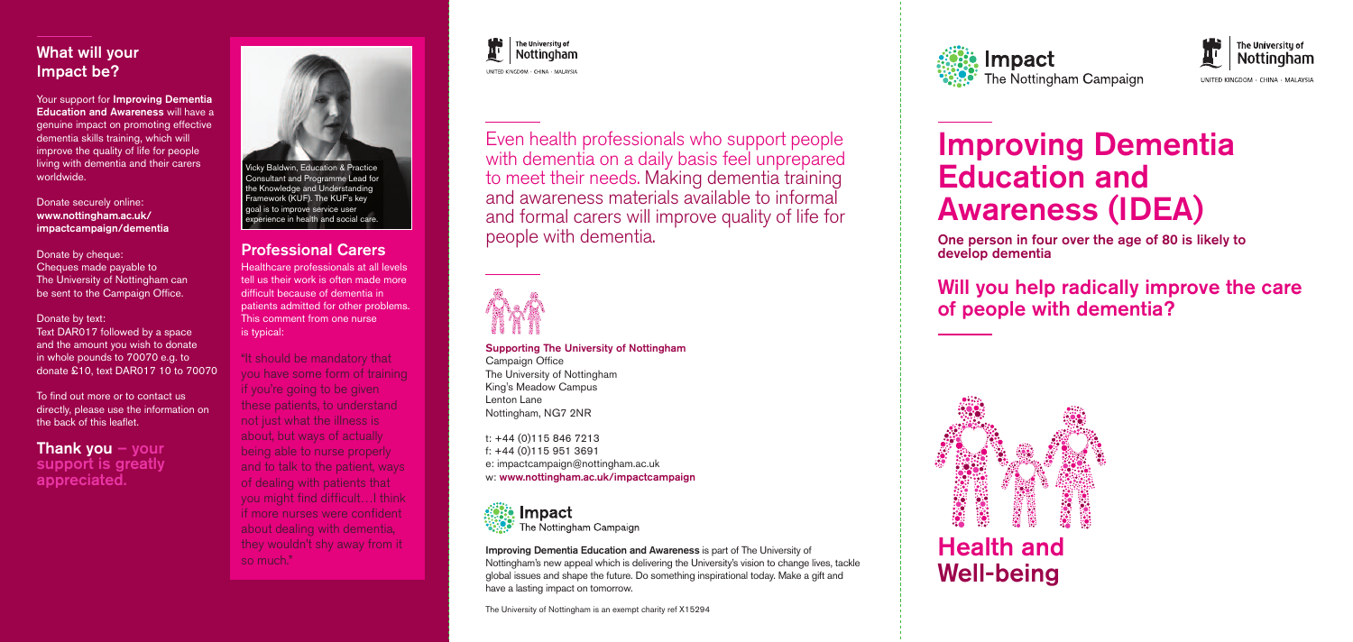## What will your Impact be?

Your support for **Improving Dementia Education and Awareness** will have a genuine impact on promoting effective dementia skills training, which will improve the quality of life for people living with dementia and their carers worldwide.

Donate securely online:
**www.nottingham.ac.uk/impactcampaign/dementia**

Donate by cheque:
Cheques made payable to The University of Nottingham can be sent to the Campaign Office.

Donate by text:
Text DAR017 followed by a space and the amount you wish to donate in whole pounds to 70070 e.g. to donate £10, text DAR017 10 to 70070

To find out more or to contact us directly, please use the information on the back of this leaflet.

**Thank you – your support is greatly appreciated.**

Vicky Baldwin, Education & Practice Consultant and Programme Lead for the Knowledge and Understanding Framework (KUF). The KUF's key goal is to improve service user experience in health and social care.

## Professional Carers

Healthcare professionals at all levels tell us their work is often made more difficult because of dementia in patients admitted for other problems. This comment from one nurse is typical:

"It should be mandatory that you have some form of training if you're going to be given these patients, to understand not just what the illness is about, but ways of actually being able to nurse properly and to talk to the patient, ways of dealing with patients that you might find difficult…I think if more nurses were confident about dealing with dementia, they wouldn't shy away from it so much."

The University of Nottingham
UNITED KINGDOM · CHINA · MALAYSIA

Even health professionals who support people with dementia on a daily basis feel unprepared to meet their needs. Making dementia training and awareness materials available to informal and formal carers will improve quality of life for people with dementia.

**Supporting The University of Nottingham**
Campaign Office
The University of Nottingham
King's Meadow Campus
Lenton Lane
Nottingham, NG7 2NR

t: +44 (0)115 846 7213
f: +44 (0)115 951 3691
e: impactcampaign@nottingham.ac.uk
w: **www.nottingham.ac.uk/impactcampaign**

Impact
The Nottingham Campaign

**Improving Dementia Education and Awareness** is part of The University of Nottingham's new appeal which is delivering the University's vision to change lives, tackle global issues and shape the future. Do something inspirational today. Make a gift and have a lasting impact on tomorrow.

The University of Nottingham is an exempt charity ref X15294

Impact
The Nottingham Campaign

The University of Nottingham
UNITED KINGDOM · CHINA · MALAYSIA

# Improving Dementia Education and Awareness (IDEA)

**One person in four over the age of 80 is likely to develop dementia**

## Will you help radically improve the care of people with dementia?

## Health and Well-being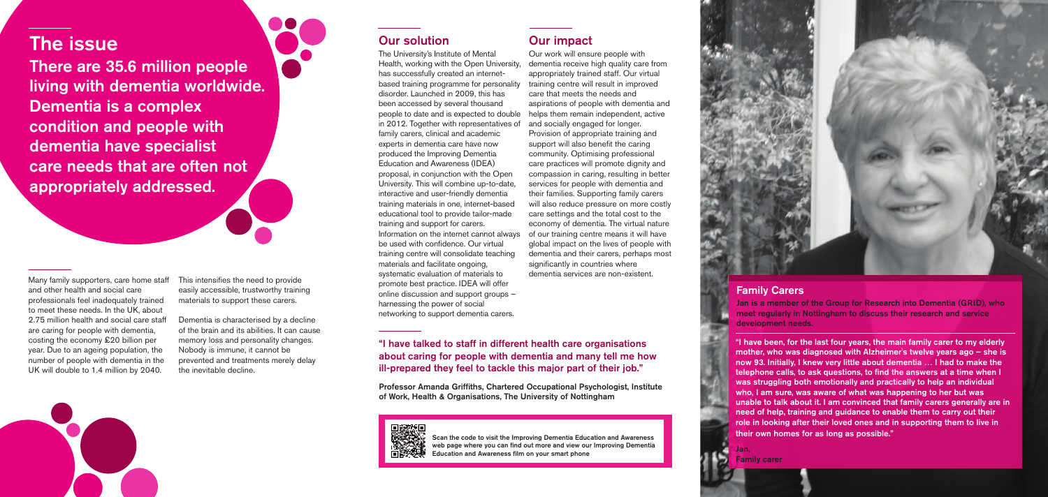## The issue

**There are 35.6 million people living with dementia worldwide. Dementia is a complex condition and people with dementia have specialist care needs that are often not appropriately addressed.**

Many family supporters, care home staff and other health and social care professionals feel inadequately trained to meet these needs. In the UK, about 2.75 million health and social care staff are caring for people with dementia, costing the economy £20 billion per year. Due to an ageing population, the number of people with dementia in the UK will double to 1.4 million by 2040.

This intensifies the need to provide easily accessible, trustworthy training materials to support these carers.

Dementia is characterised by a decline of the brain and its abilities. It can cause memory loss and personality changes. Nobody is immune, it cannot be prevented and treatments merely delay the inevitable decline.

## Our solution

The University's Institute of Mental Health, working with the Open University, has successfully created an internet-based training programme for personality disorder. Launched in 2009, this has been accessed by several thousand people to date and is expected to double in 2012. Together with representatives of family carers, clinical and academic experts in dementia care have now produced the Improving Dementia Education and Awareness (IDEA) proposal, in conjunction with the Open University. This will combine up-to-date, interactive and user-friendly dementia training materials in one, internet-based educational tool to provide tailor-made training and support for carers. Information on the internet cannot always be used with confidence. Our virtual training centre will consolidate teaching materials and facilitate ongoing, systematic evaluation of materials to promote best practice. IDEA will offer online discussion and support groups – harnessing the power of social networking to support dementia carers.

## Our impact

Our work will ensure people with dementia receive high quality care from appropriately trained staff. Our virtual training centre will result in improved care that meets the needs and aspirations of people with dementia and helps them remain independent, active and socially engaged for longer. Provision of appropriate training and support will also benefit the caring community. Optimising professional care practices will promote dignity and compassion in caring, resulting in better services for people with dementia and their families. Supporting family carers will also reduce pressure on more costly care settings and the total cost to the economy of dementia. The virtual nature of our training centre means it will have global impact on the lives of people with dementia and their carers, perhaps most significantly in countries where dementia services are non-existent.

**"I have talked to staff in different health care organisations about caring for people with dementia and many tell me how ill-prepared they feel to tackle this major part of their job."**

**Professor Amanda Griffiths, Chartered Occupational Psychologist, Institute of Work, Health & Organisations, The University of Nottingham**

**Scan the code to visit the Improving Dementia Education and Awareness web page where you can find out more and view our Improving Dementia Education and Awareness film on your smart phone**

### Family Carers

**Jan is a member of the Group for Research into Dementia (GRID), who meet regularly in Nottingham to discuss their research and service development needs.**

**"I have been, for the last four years, the main family carer to my elderly mother, who was diagnosed with Alzheimer's twelve years ago – she is now 93. Initially, I knew very little about dementia … I had to make the telephone calls, to ask questions, to find the answers at a time when I was struggling both emotionally and practically to help an individual who, I am sure, was aware of what was happening to her but was unable to talk about it. I am convinced that family carers generally are in need of help, training and guidance to enable them to carry out their role in looking after their loved ones and in supporting them to live in their own homes for as long as possible."**

**Jan,**
**Family carer**